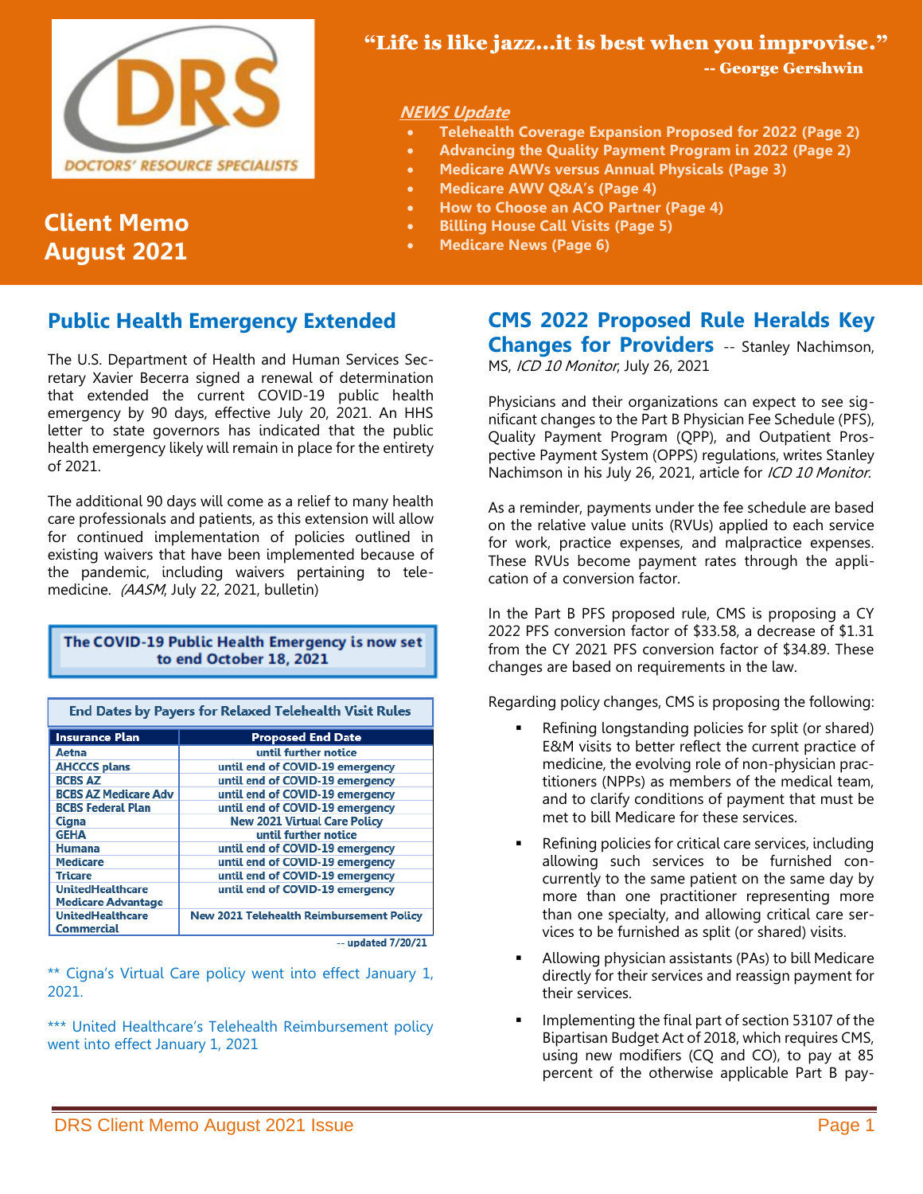DRS DOCTORS' RESOURCE SPECIALISTS

# Client Memo August 2021

**"Life is like jazz…it is best when you improvise."**
**-- George Gershwin**

***NEWS Update***

- **Telehealth Coverage Expansion Proposed for 2022 (Page 2)**
- **Advancing the Quality Payment Program in 2022 (Page 2)**
- **Medicare AWVs versus Annual Physicals (Page 3)**
- **Medicare AWV Q&A's (Page 4)**
- **How to Choose an ACO Partner (Page 4)**
- **Billing House Call Visits (Page 5)**
- **Medicare News (Page 6)**

## Public Health Emergency Extended

The U.S. Department of Health and Human Services Secretary Xavier Becerra signed a renewal of determination that extended the current COVID-19 public health emergency by 90 days, effective July 20, 2021. An HHS letter to state governors has indicated that the public health emergency likely will remain in place for the entirety of 2021.

The additional 90 days will come as a relief to many health care professionals and patients, as this extension will allow for continued implementation of policies outlined in existing waivers that have been implemented because of the pandemic, including waivers pertaining to telemedicine. (*AASM*, July 22, 2021, bulletin)

**The COVID-19 Public Health Emergency is now set to end October 18, 2021**

**End Dates by Payers for Relaxed Telehealth Visit Rules**

| Insurance Plan | Proposed End Date |
|---|---|
| Aetna | until further notice |
| AHCCCS plans | until end of COVID-19 emergency |
| BCBS AZ | until end of COVID-19 emergency |
| BCBS AZ Medicare Adv | until end of COVID-19 emergency |
| BCBS Federal Plan | until end of COVID-19 emergency |
| Cigna | New 2021 Virtual Care Policy |
| GEHA | until further notice |
| Humana | until end of COVID-19 emergency |
| Medicare | until end of COVID-19 emergency |
| Tricare | until end of COVID-19 emergency |
| UnitedHealthcare Medicare Advantage | until end of COVID-19 emergency |
| UnitedHealthcare Commercial | New 2021 Telehealth Reimbursement Policy |

-- updated 7/20/21

** Cigna's Virtual Care policy went into effect January 1, 2021.

*** United Healthcare's Telehealth Reimbursement policy went into effect January 1, 2021

## CMS 2022 Proposed Rule Heralds Key Changes for Providers

-- Stanley Nachimson, MS, *ICD 10 Monitor*, July 26, 2021

Physicians and their organizations can expect to see significant changes to the Part B Physician Fee Schedule (PFS), Quality Payment Program (QPP), and Outpatient Prospective Payment System (OPPS) regulations, writes Stanley Nachimson in his July 26, 2021, article for *ICD 10 Monitor*.

As a reminder, payments under the fee schedule are based on the relative value units (RVUs) applied to each service for work, practice expenses, and malpractice expenses. These RVUs become payment rates through the application of a conversion factor.

In the Part B PFS proposed rule, CMS is proposing a CY 2022 PFS conversion factor of $33.58, a decrease of $1.31 from the CY 2021 PFS conversion factor of $34.89. These changes are based on requirements in the law.

Regarding policy changes, CMS is proposing the following:

- Refining longstanding policies for split (or shared) E&M visits to better reflect the current practice of medicine, the evolving role of non-physician practitioners (NPPs) as members of the medical team, and to clarify conditions of payment that must be met to bill Medicare for these services.
- Refining policies for critical care services, including allowing such services to be furnished concurrently to the same patient on the same day by more than one practitioner representing more than one specialty, and allowing critical care services to be furnished as split (or shared) visits.
- Allowing physician assistants (PAs) to bill Medicare directly for their services and reassign payment for their services.
- Implementing the final part of section 53107 of the Bipartisan Budget Act of 2018, which requires CMS, using new modifiers (CQ and CO), to pay at 85 percent of the otherwise applicable Part B pay-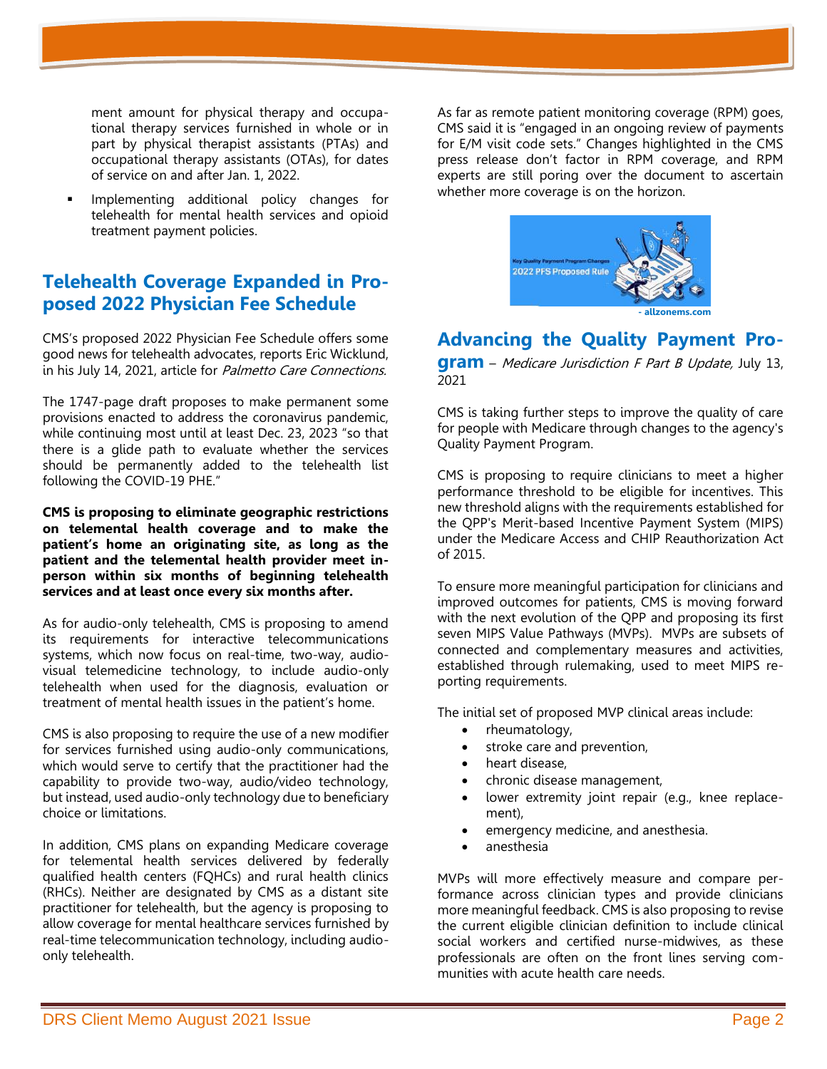ment amount for physical therapy and occupational therapy services furnished in whole or in part by physical therapist assistants (PTAs) and occupational therapy assistants (OTAs), for dates of service on and after Jan. 1, 2022.

- Implementing additional policy changes for telehealth for mental health services and opioid treatment payment policies.

## Telehealth Coverage Expanded in Proposed 2022 Physician Fee Schedule

CMS's proposed 2022 Physician Fee Schedule offers some good news for telehealth advocates, reports Eric Wicklund, in his July 14, 2021, article for *Palmetto Care Connections.*

The 1747-page draft proposes to make permanent some provisions enacted to address the coronavirus pandemic, while continuing most until at least Dec. 23, 2023 "so that there is a glide path to evaluate whether the services should be permanently added to the telehealth list following the COVID-19 PHE."

**CMS is proposing to eliminate geographic restrictions on telemental health coverage and to make the patient's home an originating site, as long as the patient and the telemental health provider meet in-person within six months of beginning telehealth services and at least once every six months after.**

As for audio-only telehealth, CMS is proposing to amend its requirements for interactive telecommunications systems, which now focus on real-time, two-way, audio-visual telemedicine technology, to include audio-only telehealth when used for the diagnosis, evaluation or treatment of mental health issues in the patient's home.

CMS is also proposing to require the use of a new modifier for services furnished using audio-only communications, which would serve to certify that the practitioner had the capability to provide two-way, audio/video technology, but instead, used audio-only technology due to beneficiary choice or limitations.

In addition, CMS plans on expanding Medicare coverage for telemental health services delivered by federally qualified health centers (FQHCs) and rural health clinics (RHCs). Neither are designated by CMS as a distant site practitioner for telehealth, but the agency is proposing to allow coverage for mental healthcare services furnished by real-time telecommunication technology, including audio-only telehealth.

As far as remote patient monitoring coverage (RPM) goes, CMS said it is "engaged in an ongoing review of payments for E/M visit code sets." Changes highlighted in the CMS press release don't factor in RPM coverage, and RPM experts are still poring over the document to ascertain whether more coverage is on the horizon.

- allzonems.com

## Advancing the Quality Payment Program – *Medicare Jurisdiction F Part B Update,* July 13, 2021

CMS is taking further steps to improve the quality of care for people with Medicare through changes to the agency's Quality Payment Program.

CMS is proposing to require clinicians to meet a higher performance threshold to be eligible for incentives. This new threshold aligns with the requirements established for the QPP's Merit-based Incentive Payment System (MIPS) under the Medicare Access and CHIP Reauthorization Act of 2015.

To ensure more meaningful participation for clinicians and improved outcomes for patients, CMS is moving forward with the next evolution of the QPP and proposing its first seven MIPS Value Pathways (MVPs). MVPs are subsets of connected and complementary measures and activities, established through rulemaking, used to meet MIPS reporting requirements.

The initial set of proposed MVP clinical areas include:

- rheumatology,
- stroke care and prevention,
- heart disease,
- chronic disease management,
- lower extremity joint repair (e.g., knee replacement),
- emergency medicine, and anesthesia.
- anesthesia

MVPs will more effectively measure and compare performance across clinician types and provide clinicians more meaningful feedback. CMS is also proposing to revise the current eligible clinician definition to include clinical social workers and certified nurse-midwives, as these professionals are often on the front lines serving communities with acute health care needs.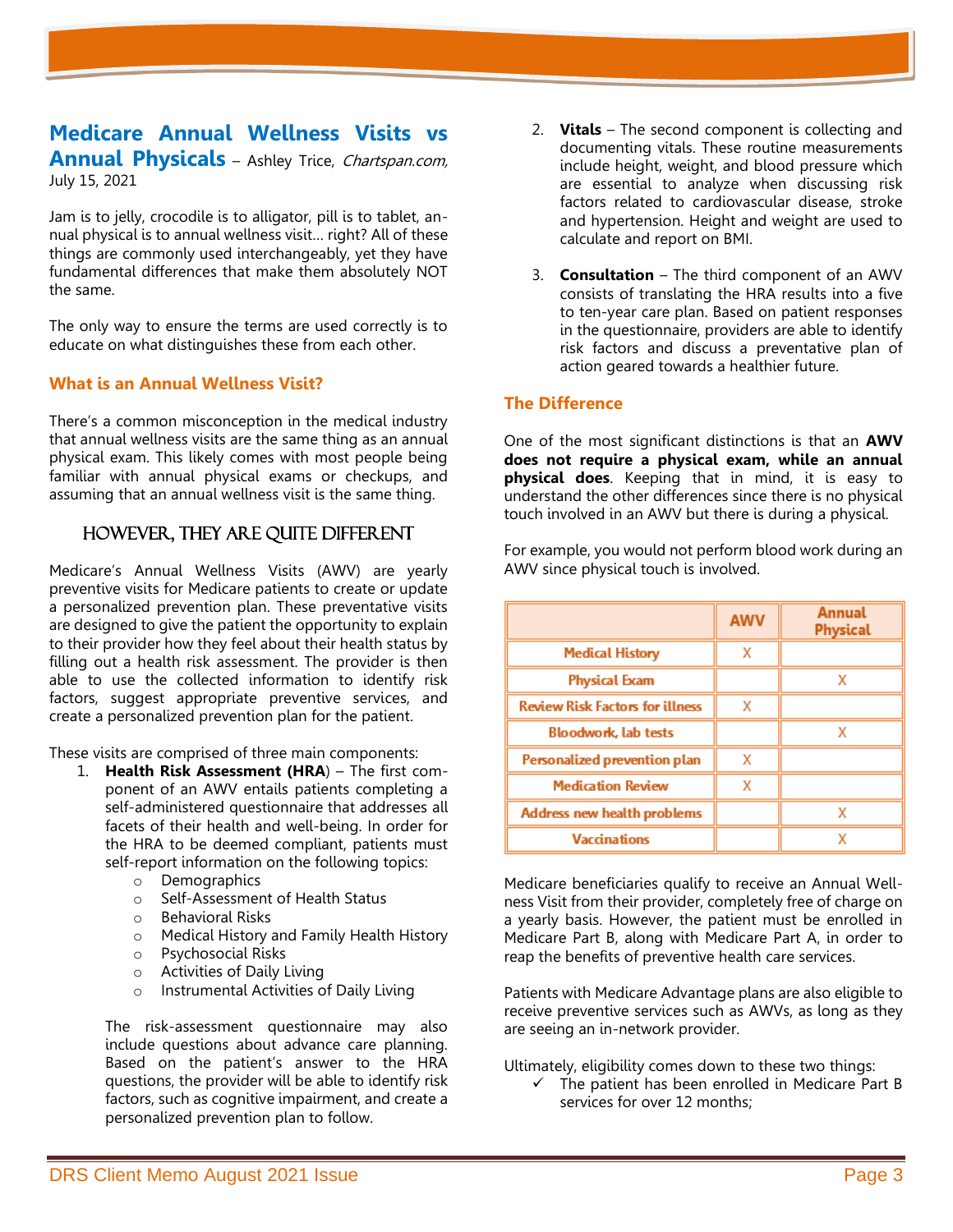## Medicare Annual Wellness Visits vs Annual Physicals – Ashley Trice, *Chartspan.com,* July 15, 2021

Jam is to jelly, crocodile is to alligator, pill is to tablet, annual physical is to annual wellness visit… right? All of these things are commonly used interchangeably, yet they have fundamental differences that make them absolutely NOT the same.

The only way to ensure the terms are used correctly is to educate on what distinguishes these from each other.

### What is an Annual Wellness Visit?

There's a common misconception in the medical industry that annual wellness visits are the same thing as an annual physical exam. This likely comes with most people being familiar with annual physical exams or checkups, and assuming that an annual wellness visit is the same thing.

### However, They Are Quite Different

Medicare's Annual Wellness Visits (AWV) are yearly preventive visits for Medicare patients to create or update a personalized prevention plan. These preventative visits are designed to give the patient the opportunity to explain to their provider how they feel about their health status by filling out a health risk assessment. The provider is then able to use the collected information to identify risk factors, suggest appropriate preventive services, and create a personalized prevention plan for the patient.

These visits are comprised of three main components:

1. **Health Risk Assessment (HRA**) – The first component of an AWV entails patients completing a self-administered questionnaire that addresses all facets of their health and well-being. In order for the HRA to be deemed compliant, patients must self-report information on the following topics:
   - Demographics
   - Self-Assessment of Health Status
   - Behavioral Risks
   - Medical History and Family Health History
   - Psychosocial Risks
   - Activities of Daily Living
   - Instrumental Activities of Daily Living

   The risk-assessment questionnaire may also include questions about advance care planning. Based on the patient's answer to the HRA questions, the provider will be able to identify risk factors, such as cognitive impairment, and create a personalized prevention plan to follow.

2. **Vitals** – The second component is collecting and documenting vitals. These routine measurements include height, weight, and blood pressure which are essential to analyze when discussing risk factors related to cardiovascular disease, stroke and hypertension. Height and weight are used to calculate and report on BMI.

3. **Consultation** – The third component of an AWV consists of translating the HRA results into a five to ten-year care plan. Based on patient responses in the questionnaire, providers are able to identify risk factors and discuss a preventative plan of action geared towards a healthier future.

### The Difference

One of the most significant distinctions is that an **AWV does not require a physical exam, while an annual physical does**. Keeping that in mind, it is easy to understand the other differences since there is no physical touch involved in an AWV but there is during a physical.

For example, you would not perform blood work during an AWV since physical touch is involved.

| | AWV | Annual Physical |
|---|---|---|
| Medical History | X | |
| Physical Exam | | X |
| Review Risk Factors for illness | X | |
| Bloodwork, lab tests | | X |
| Personalized prevention plan | X | |
| Medication Review | X | |
| Address new health problems | | X |
| Vaccinations | | X |

Medicare beneficiaries qualify to receive an Annual Wellness Visit from their provider, completely free of charge on a yearly basis. However, the patient must be enrolled in Medicare Part B, along with Medicare Part A, in order to reap the benefits of preventive health care services.

Patients with Medicare Advantage plans are also eligible to receive preventive services such as AWVs, as long as they are seeing an in-network provider.

Ultimately, eligibility comes down to these two things:

- ✓ The patient has been enrolled in Medicare Part B services for over 12 months;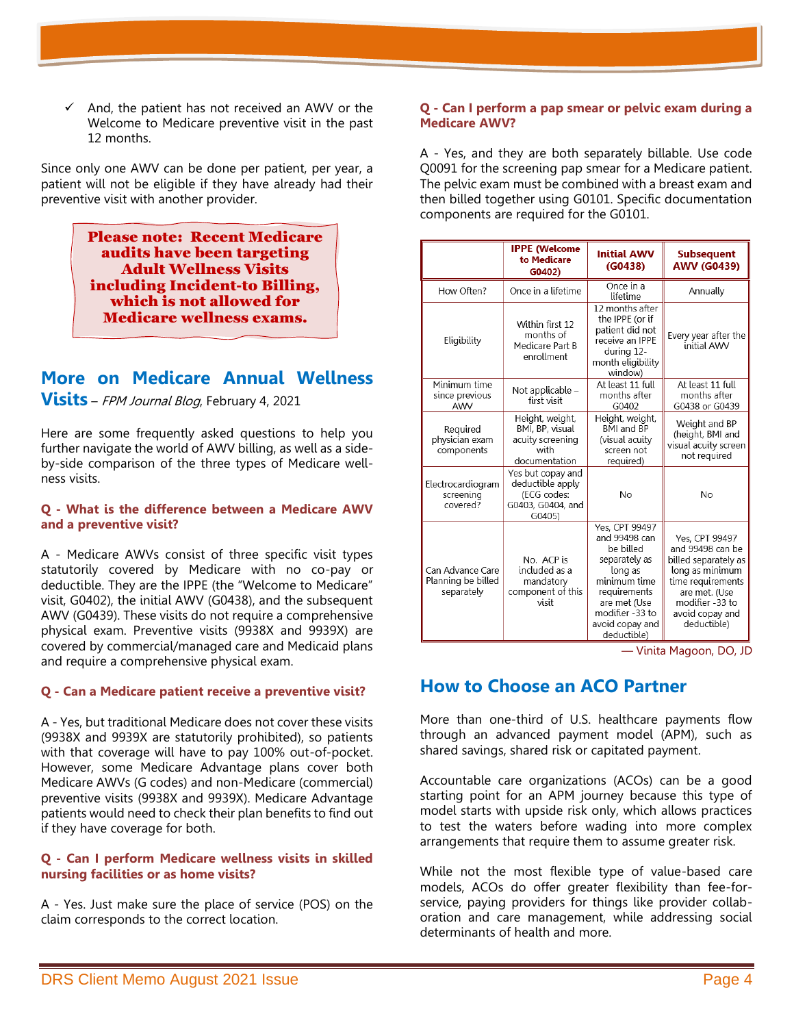- ✓ And, the patient has not received an AWV or the Welcome to Medicare preventive visit in the past 12 months.

Since only one AWV can be done per patient, per year, a patient will not be eligible if they have already had their preventive visit with another provider.

> **Please note: Recent Medicare audits have been targeting Adult Wellness Visits including Incident-to Billing, which is not allowed for Medicare wellness exams.**

## More on Medicare Annual Wellness Visits – *FPM Journal Blog*, February 4, 2021

Here are some frequently asked questions to help you further navigate the world of AWV billing, as well as a side-by-side comparison of the three types of Medicare wellness visits.

**Q - What is the difference between a Medicare AWV and a preventive visit?**

A - Medicare AWVs consist of three specific visit types statutorily covered by Medicare with no co-pay or deductible. They are the IPPE (the "Welcome to Medicare" visit, G0402), the initial AWV (G0438), and the subsequent AWV (G0439). These visits do not require a comprehensive physical exam. Preventive visits (9938X and 9939X) are covered by commercial/managed care and Medicaid plans and require a comprehensive physical exam.

**Q - Can a Medicare patient receive a preventive visit?**

A - Yes, but traditional Medicare does not cover these visits (9938X and 9939X are statutorily prohibited), so patients with that coverage will have to pay 100% out-of-pocket. However, some Medicare Advantage plans cover both Medicare AWVs (G codes) and non-Medicare (commercial) preventive visits (9938X and 9939X). Medicare Advantage patients would need to check their plan benefits to find out if they have coverage for both.

**Q - Can I perform Medicare wellness visits in skilled nursing facilities or as home visits?**

A - Yes. Just make sure the place of service (POS) on the claim corresponds to the correct location.

**Q - Can I perform a pap smear or pelvic exam during a Medicare AWV?**

A - Yes, and they are both separately billable. Use code Q0091 for the screening pap smear for a Medicare patient. The pelvic exam must be combined with a breast exam and then billed together using G0101. Specific documentation components are required for the G0101.

| | IPPE (Welcome to Medicare G0402) | Initial AWV (G0438) | Subsequent AWV (G0439) |
|---|---|---|---|
| How Often? | Once in a lifetime | Once in a lifetime | Annually |
| Eligibility | Within first 12 months of Medicare Part B enrollment | 12 months after the IPPE (or if patient did not receive an IPPE during 12-month eligibility window) | Every year after the initial AWV |
| Minimum time since previous AWV | Not applicable – first visit | At least 11 full months after G0402 | At least 11 full months after G0438 or G0439 |
| Required physician exam components | Height, weight, BMI, BP, visual acuity screening with documentation | Height, weight, BMI and BP (visual acuity screen not required) | Weight and BP (height, BMI and visual acuity screen not required) |
| Electrocardiogram screening covered? | Yes but copay and deductible apply (ECG codes: G0403, G0404, and G0405) | No | No |
| Can Advance Care Planning be billed separately | No. ACP is included as a mandatory component of this visit | Yes, CPT 99497 and 99498 can be billed separately as long as minimum time requirements are met (Use modifier -33 to avoid copay and deductible) | Yes, CPT 99497 and 99498 can be billed separately as long as minimum time requirements are met. (Use modifier -33 to avoid copay and deductible) |

— Vinita Magoon, DO, JD

## How to Choose an ACO Partner

More than one-third of U.S. healthcare payments flow through an advanced payment model (APM), such as shared savings, shared risk or capitated payment.

Accountable care organizations (ACOs) can be a good starting point for an APM journey because this type of model starts with upside risk only, which allows practices to test the waters before wading into more complex arrangements that require them to assume greater risk.

While not the most flexible type of value-based care models, ACOs do offer greater flexibility than fee-for-service, paying providers for things like provider collaboration and care management, while addressing social determinants of health and more.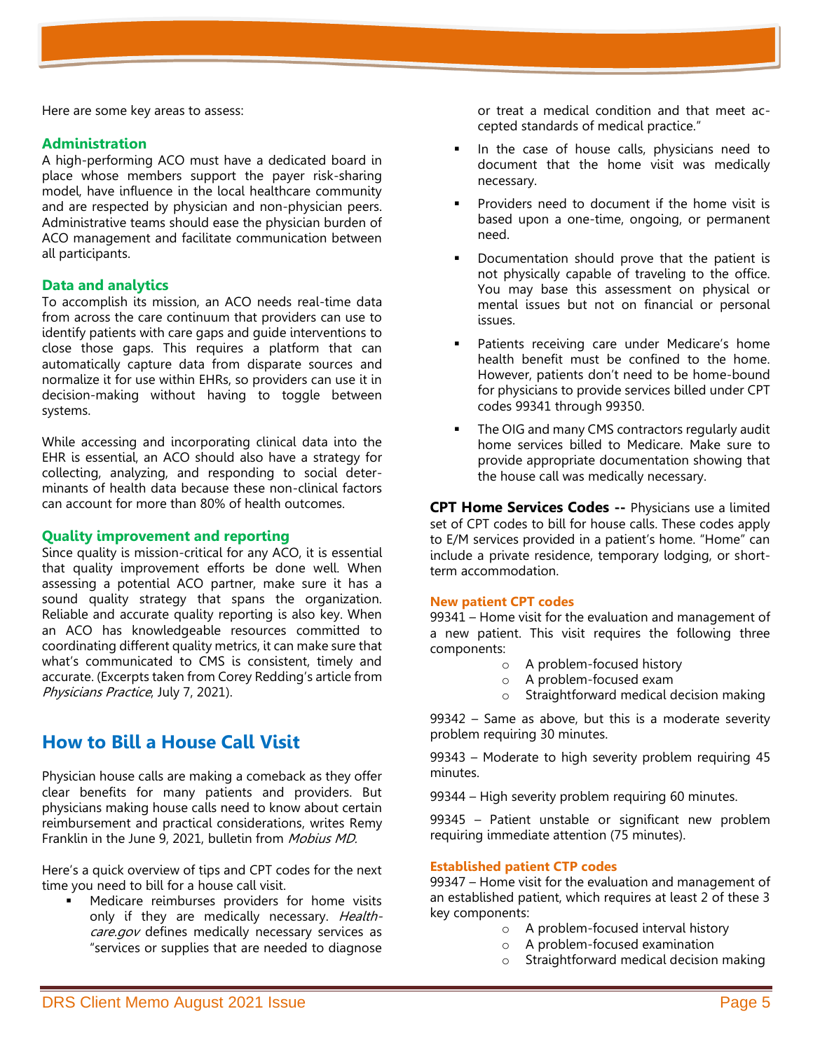Here are some key areas to assess:

### Administration

A high-performing ACO must have a dedicated board in place whose members support the payer risk-sharing model, have influence in the local healthcare community and are respected by physician and non-physician peers. Administrative teams should ease the physician burden of ACO management and facilitate communication between all participants.

### Data and analytics

To accomplish its mission, an ACO needs real-time data from across the care continuum that providers can use to identify patients with care gaps and guide interventions to close those gaps. This requires a platform that can automatically capture data from disparate sources and normalize it for use within EHRs, so providers can use it in decision-making without having to toggle between systems.

While accessing and incorporating clinical data into the EHR is essential, an ACO should also have a strategy for collecting, analyzing, and responding to social determinants of health data because these non-clinical factors can account for more than 80% of health outcomes.

### Quality improvement and reporting

Since quality is mission-critical for any ACO, it is essential that quality improvement efforts be done well. When assessing a potential ACO partner, make sure it has a sound quality strategy that spans the organization. Reliable and accurate quality reporting is also key. When an ACO has knowledgeable resources committed to coordinating different quality metrics, it can make sure that what's communicated to CMS is consistent, timely and accurate. (Excerpts taken from Corey Redding's article from *Physicians Practice*, July 7, 2021).

## How to Bill a House Call Visit

Physician house calls are making a comeback as they offer clear benefits for many patients and providers. But physicians making house calls need to know about certain reimbursement and practical considerations, writes Remy Franklin in the June 9, 2021, bulletin from *Mobius MD*.

Here's a quick overview of tips and CPT codes for the next time you need to bill for a house call visit.

- Medicare reimburses providers for home visits only if they are medically necessary. *Healthcare.gov* defines medically necessary services as "services or supplies that are needed to diagnose or treat a medical condition and that meet accepted standards of medical practice."
- In the case of house calls, physicians need to document that the home visit was medically necessary.
- Providers need to document if the home visit is based upon a one-time, ongoing, or permanent need.
- Documentation should prove that the patient is not physically capable of traveling to the office. You may base this assessment on physical or mental issues but not on financial or personal issues.
- Patients receiving care under Medicare's home health benefit must be confined to the home. However, patients don't need to be home-bound for physicians to provide services billed under CPT codes 99341 through 99350.
- The OIG and many CMS contractors regularly audit home services billed to Medicare. Make sure to provide appropriate documentation showing that the house call was medically necessary.

**CPT Home Services Codes --** Physicians use a limited set of CPT codes to bill for house calls. These codes apply to E/M services provided in a patient's home. "Home" can include a private residence, temporary lodging, or short-term accommodation.

#### New patient CPT codes

99341 – Home visit for the evaluation and management of a new patient. This visit requires the following three components:

- A problem-focused history
- A problem-focused exam
- Straightforward medical decision making

99342 – Same as above, but this is a moderate severity problem requiring 30 minutes.

99343 – Moderate to high severity problem requiring 45 minutes.

99344 – High severity problem requiring 60 minutes.

99345 – Patient unstable or significant new problem requiring immediate attention (75 minutes).

#### Established patient CTP codes

99347 – Home visit for the evaluation and management of an established patient, which requires at least 2 of these 3 key components:

- A problem-focused interval history
- A problem-focused examination
- Straightforward medical decision making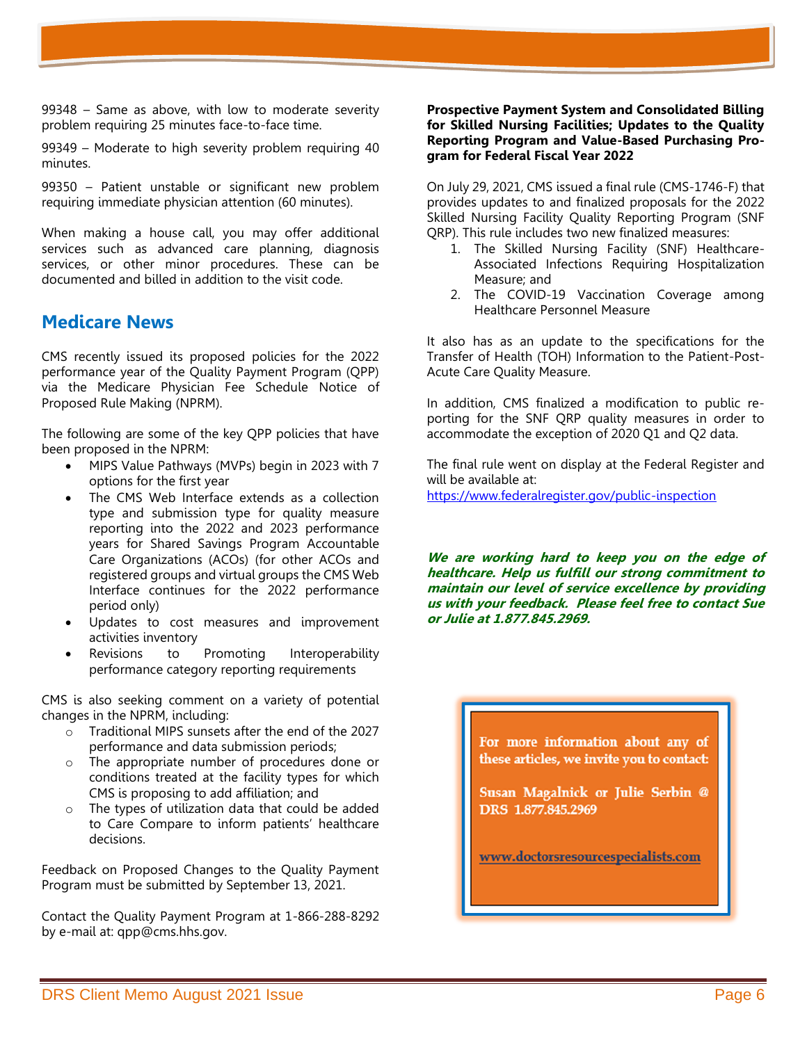99348 – Same as above, with low to moderate severity problem requiring 25 minutes face-to-face time.

99349 – Moderate to high severity problem requiring 40 minutes.

99350 – Patient unstable or significant new problem requiring immediate physician attention (60 minutes).

When making a house call, you may offer additional services such as advanced care planning, diagnosis services, or other minor procedures. These can be documented and billed in addition to the visit code.

## Medicare News

CMS recently issued its proposed policies for the 2022 performance year of the Quality Payment Program (QPP) via the Medicare Physician Fee Schedule Notice of Proposed Rule Making (NPRM).

The following are some of the key QPP policies that have been proposed in the NPRM:

- MIPS Value Pathways (MVPs) begin in 2023 with 7 options for the first year
- The CMS Web Interface extends as a collection type and submission type for quality measure reporting into the 2022 and 2023 performance years for Shared Savings Program Accountable Care Organizations (ACOs) (for other ACOs and registered groups and virtual groups the CMS Web Interface continues for the 2022 performance period only)
- Updates to cost measures and improvement activities inventory
- Revisions to Promoting Interoperability performance category reporting requirements

CMS is also seeking comment on a variety of potential changes in the NPRM, including:

- Traditional MIPS sunsets after the end of the 2027 performance and data submission periods;
- The appropriate number of procedures done or conditions treated at the facility types for which CMS is proposing to add affiliation; and
- The types of utilization data that could be added to Care Compare to inform patients' healthcare decisions.

Feedback on Proposed Changes to the Quality Payment Program must be submitted by September 13, 2021.

Contact the Quality Payment Program at 1-866-288-8292 by e-mail at: qpp@cms.hhs.gov.

**Prospective Payment System and Consolidated Billing for Skilled Nursing Facilities; Updates to the Quality Reporting Program and Value-Based Purchasing Program for Federal Fiscal Year 2022**

On July 29, 2021, CMS issued a final rule (CMS-1746-F) that provides updates to and finalized proposals for the 2022 Skilled Nursing Facility Quality Reporting Program (SNF QRP). This rule includes two new finalized measures:

1. The Skilled Nursing Facility (SNF) Healthcare-Associated Infections Requiring Hospitalization Measure; and
2. The COVID-19 Vaccination Coverage among Healthcare Personnel Measure

It also has as an update to the specifications for the Transfer of Health (TOH) Information to the Patient-Post-Acute Care Quality Measure.

In addition, CMS finalized a modification to public reporting for the SNF QRP quality measures in order to accommodate the exception of 2020 Q1 and Q2 data.

The final rule went on display at the Federal Register and will be available at:
https://www.federalregister.gov/public-inspection

***We are working hard to keep you on the edge of healthcare. Help us fulfill our strong commitment to maintain our level of service excellence by providing us with your feedback. Please feel free to contact Sue or Julie at 1.877.845.2969.***

**For more information about any of these articles, we invite you to contact:**

**Susan Magalnick or Julie Serbin @ DRS 1.877.845.2969**

**www.doctorsresourcespecialists.com**